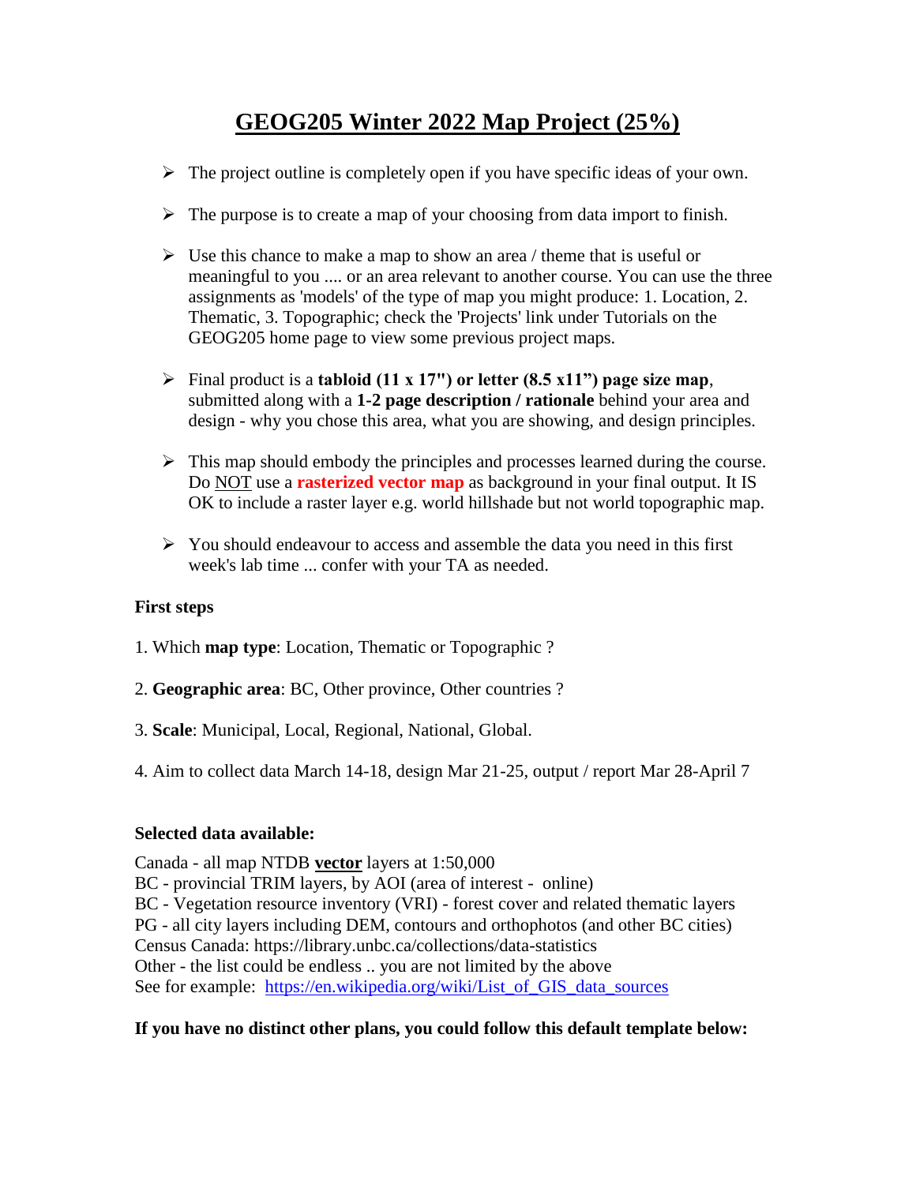# GEOG205 Winter 2022 Map Project (25%)

- The project outline is completely open if you have specific ideas of your own.
- The purpose is to create a map of your choosing from data import to finish.
- Use this chance to make a map to show an area / theme that is useful or meaningful to you .... or an area relevant to another course. You can use the three assignments as 'models' of the type of map you might produce: 1. Location, 2. Thematic, 3. Topographic; check the 'Projects' link under Tutorials on the GEOG205 home page to view some previous project maps.
- Final product is a **tabloid (11 x 17") or letter (8.5 x11") page size map**, submitted along with a **1-2 page description / rationale** behind your area and design - why you chose this area, what you are showing, and design principles.
- This map should embody the principles and processes learned during the course. Do NOT use a **rasterized vector map** as background in your final output. It IS OK to include a raster layer e.g. world hillshade but not world topographic map.
- You should endeavour to access and assemble the data you need in this first week's lab time ... confer with your TA as needed.

**First steps**

1. Which **map type**: Location, Thematic or Topographic ?
2. **Geographic area**: BC, Other province, Other countries ?
3. **Scale**: Municipal, Local, Regional, National, Global.
4. Aim to collect data March 14-18, design Mar 21-25, output / report Mar 28-April 7

**Selected data available:**

Canada - all map NTDB **vector** layers at 1:50,000
BC - provincial TRIM layers, by AOI (area of interest - online)
BC - Vegetation resource inventory (VRI) - forest cover and related thematic layers
PG - all city layers including DEM, contours and orthophotos (and other BC cities)
Census Canada: https://library.unbc.ca/collections/data-statistics
Other - the list could be endless .. you are not limited by the above
See for example: https://en.wikipedia.org/wiki/List_of_GIS_data_sources

**If you have no distinct other plans, you could follow this default template below:**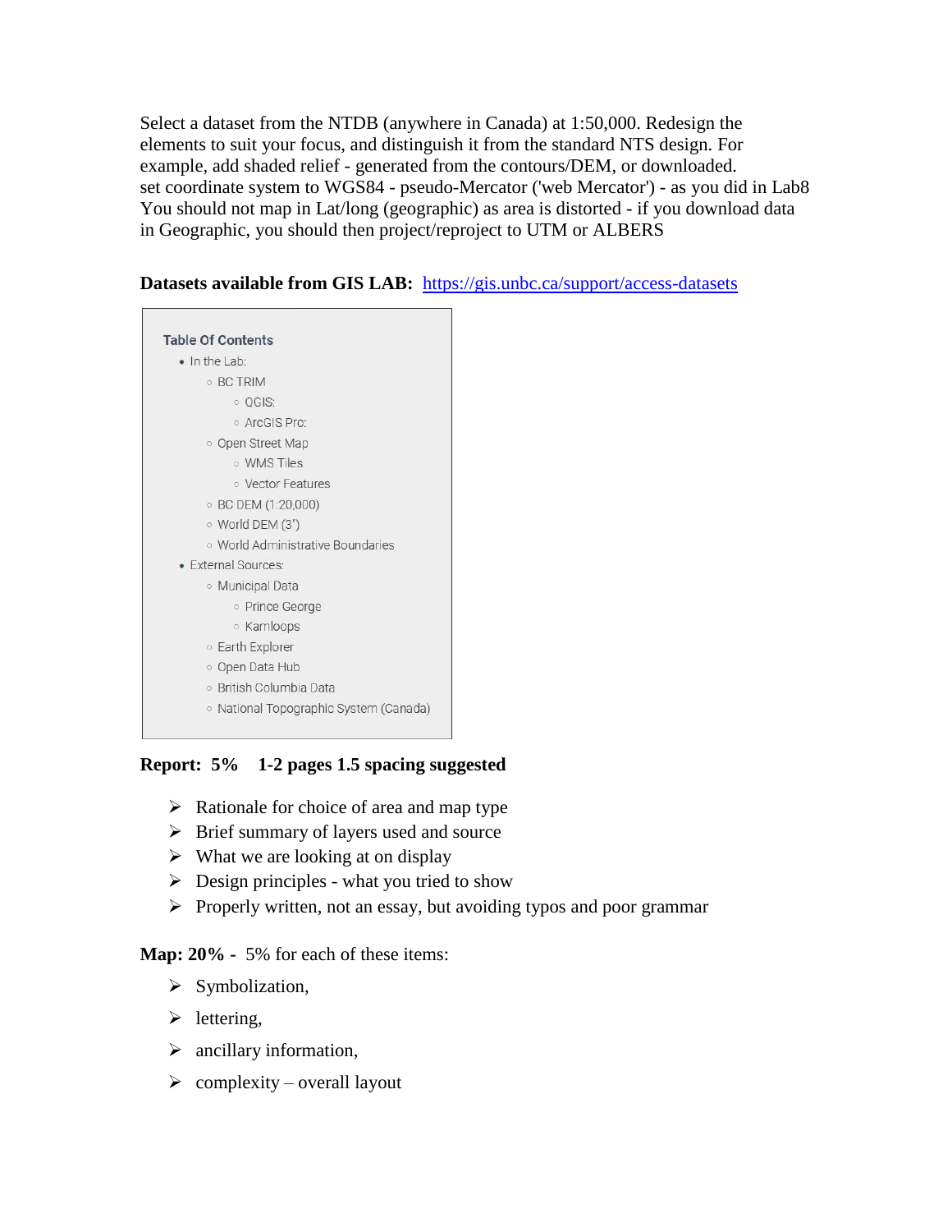Select a dataset from the NTDB (anywhere in Canada) at 1:50,000. Redesign the elements to suit your focus, and distinguish it from the standard NTS design. For example, add shaded relief - generated from the contours/DEM, or downloaded. set coordinate system to WGS84 - pseudo-Mercator ('web Mercator') - as you did in Lab8 You should not map in Lat/long (geographic) as area is distorted - if you download data in Geographic, you should then project/reproject to UTM or ALBERS

**Datasets available from GIS LAB:** [https://gis.unbc.ca/support/access-datasets](https://gis.unbc.ca/support/access-datasets)

**Table Of Contents**

- In the Lab:
  - BC TRIM
    - QGIS:
    - ArcGIS Pro:
  - Open Street Map
    - WMS Tiles
    - Vector Features
  - BC DEM (1:20,000)
  - World DEM (3")
  - World Administrative Boundaries
- External Sources:
  - Municipal Data
    - Prince George
    - Kamloops
  - Earth Explorer
  - Open Data Hub
  - British Columbia Data
  - National Topographic System (Canada)

**Report: 5% 1-2 pages 1.5 spacing suggested**

- Rationale for choice of area and map type
- Brief summary of layers used and source
- What we are looking at on display
- Design principles - what you tried to show
- Properly written, not an essay, but avoiding typos and poor grammar

**Map: 20%** - 5% for each of these items:

- Symbolization,
- lettering,
- ancillary information,
- complexity – overall layout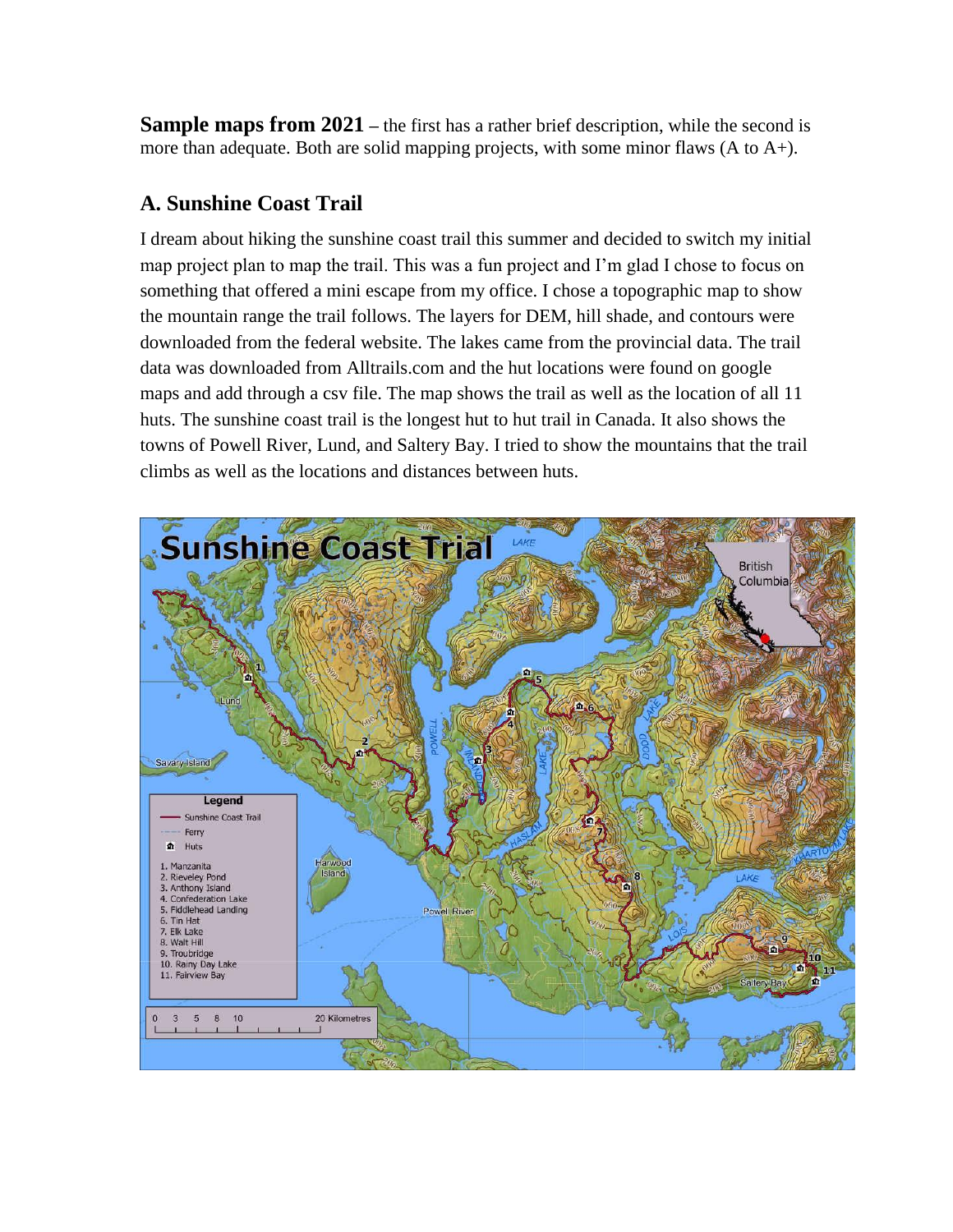**Sample maps from 2021** – the first has a rather brief description, while the second is more than adequate. Both are solid mapping projects, with some minor flaws (A to A+).

## A. Sunshine Coast Trail

I dream about hiking the sunshine coast trail this summer and decided to switch my initial map project plan to map the trail. This was a fun project and I'm glad I chose to focus on something that offered a mini escape from my office. I chose a topographic map to show the mountain range the trail follows. The layers for DEM, hill shade, and contours were downloaded from the federal website. The lakes came from the provincial data. The trail data was downloaded from Alltrails.com and the hut locations were found on google maps and add through a csv file. The map shows the trail as well as the location of all 11 huts. The sunshine coast trail is the longest hut to hut trail in Canada. It also shows the towns of Powell River, Lund, and Saltery Bay. I tried to show the mountains that the trail climbs as well as the locations and distances between huts.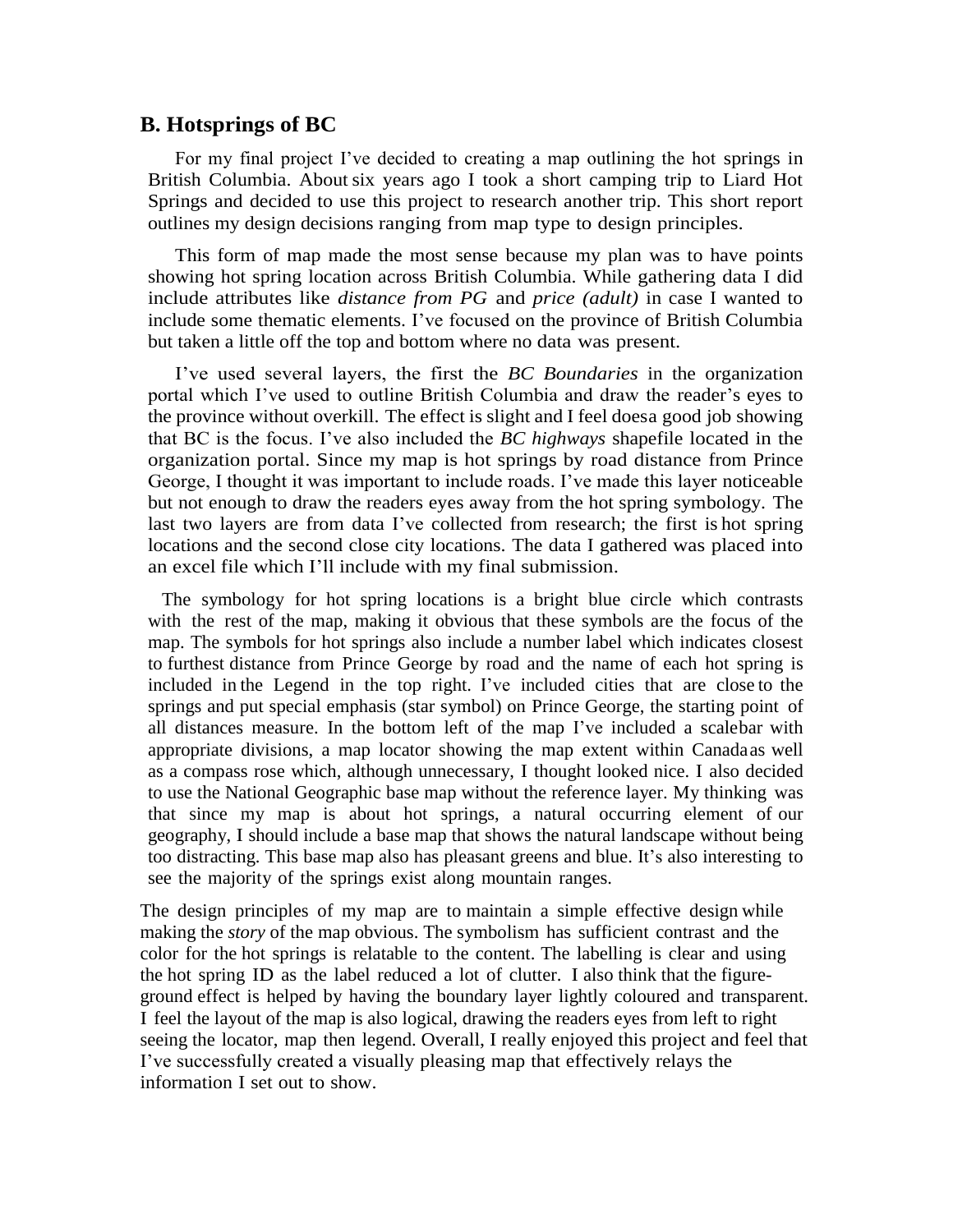## B. Hotsprings of BC

For my final project I've decided to creating a map outlining the hot springs in British Columbia. About six years ago I took a short camping trip to Liard Hot Springs and decided to use this project to research another trip. This short report outlines my design decisions ranging from map type to design principles.

This form of map made the most sense because my plan was to have points showing hot spring location across British Columbia. While gathering data I did include attributes like *distance from PG* and *price (adult)* in case I wanted to include some thematic elements. I've focused on the province of British Columbia but taken a little off the top and bottom where no data was present.

I've used several layers, the first the *BC Boundaries* in the organization portal which I've used to outline British Columbia and draw the reader's eyes to the province without overkill. The effect is slight and I feel doesa good job showing that BC is the focus. I've also included the *BC highways* shapefile located in the organization portal. Since my map is hot springs by road distance from Prince George, I thought it was important to include roads. I've made this layer noticeable but not enough to draw the readers eyes away from the hot spring symbology. The last two layers are from data I've collected from research; the first is hot spring locations and the second close city locations. The data I gathered was placed into an excel file which I'll include with my final submission.

The symbology for hot spring locations is a bright blue circle which contrasts with the rest of the map, making it obvious that these symbols are the focus of the map. The symbols for hot springs also include a number label which indicates closest to furthest distance from Prince George by road and the name of each hot spring is included in the Legend in the top right. I've included cities that are close to the springs and put special emphasis (star symbol) on Prince George, the starting point of all distances measure. In the bottom left of the map I've included a scalebar with appropriate divisions, a map locator showing the map extent within Canadaas well as a compass rose which, although unnecessary, I thought looked nice. I also decided to use the National Geographic base map without the reference layer. My thinking was that since my map is about hot springs, a natural occurring element of our geography, I should include a base map that shows the natural landscape without being too distracting. This base map also has pleasant greens and blue. It's also interesting to see the majority of the springs exist along mountain ranges.

The design principles of my map are to maintain a simple effective design while making the *story* of the map obvious. The symbolism has sufficient contrast and the color for the hot springs is relatable to the content. The labelling is clear and using the hot spring ID as the label reduced a lot of clutter. I also think that the figure-ground effect is helped by having the boundary layer lightly coloured and transparent. I feel the layout of the map is also logical, drawing the readers eyes from left to right seeing the locator, map then legend. Overall, I really enjoyed this project and feel that I've successfully created a visually pleasing map that effectively relays the information I set out to show.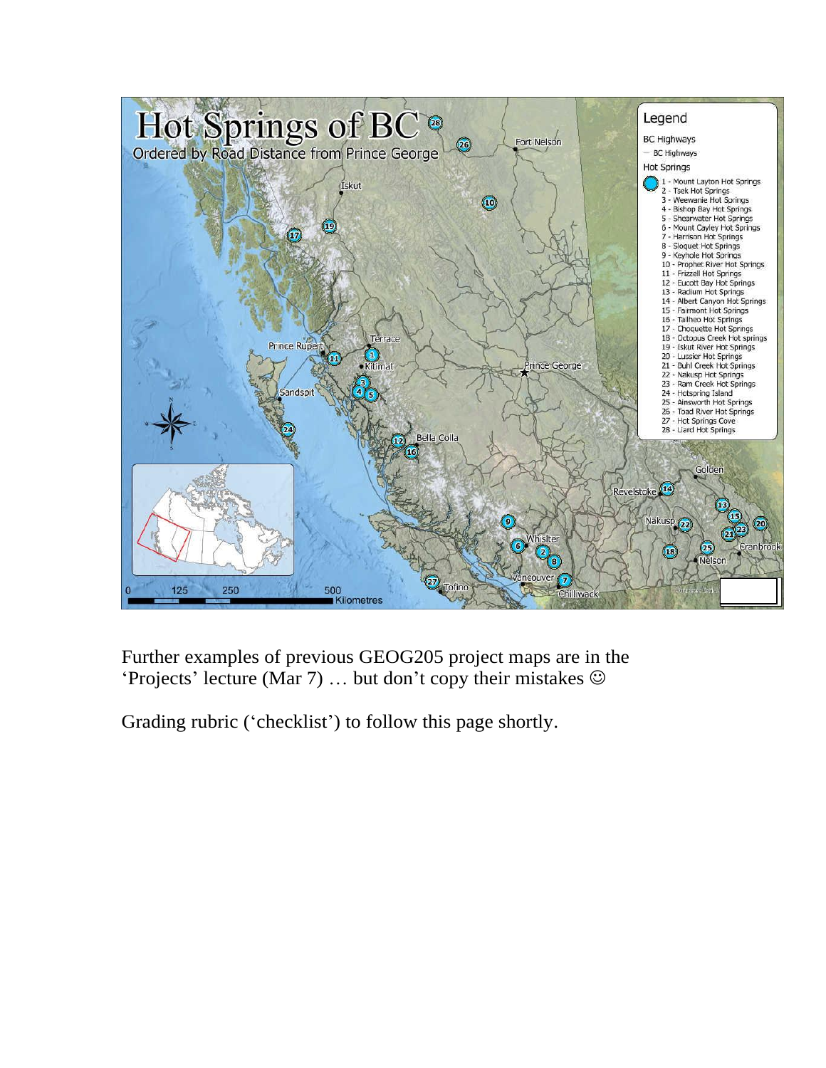Hot Springs of BC

Ordered by Road Distance from Prince George

Legend

BC Highways

— BC Highways

Hot Springs

1 - Mount Layton Hot Springs
2 - Tsek Hot Springs
3 - Weewanie Hot Springs
4 - Bishop Bay Hot Springs
5 - Shearwater Hot Springs
6 - Mount Cayley Hot Springs
7 - Harrison Hot Springs
8 - Sloquet Hot Springs
9 - Keyhole Hot Springs
10 - Prophet River Hot Springs
11 - Frizzell Hot Springs
12 - Eucott Bay Hot Springs
13 - Radium Hot Springs
14 - Albert Canyon Hot Springs
15 - Fairmont Hot Springs
16 - Tallheo Hot Springs
17 - Choquette Hot Springs
18 - Octopus Creek Hot springs
19 - Iskut River Hot Springs
20 - Lussier Hot Springs
21 - Buhl Creek Hot Springs
22 - Nakusp Hot Springs
23 - Ram Creek Hot Springs
24 - Hotspring Island
25 - Ainsworth Hot Springs
26 - Toad River Hot Springs
27 - Hot Springs Cove
28 - Liard Hot Springs

Fort Nelson
Iskut
Terrace
Prince Rupert
Kitimat
Prince George
Sandspit
Bella Coola
Golden
Revelstoke
Nakusp
Whistler
Cranbrook
Nelson
Vancouver
Tofino
Chilliwack

0 125 250 500 Kilometres

Further examples of previous GEOG205 project maps are in the 'Projects' lecture (Mar 7) … but don't copy their mistakes ☺

Grading rubric ('checklist') to follow this page shortly.